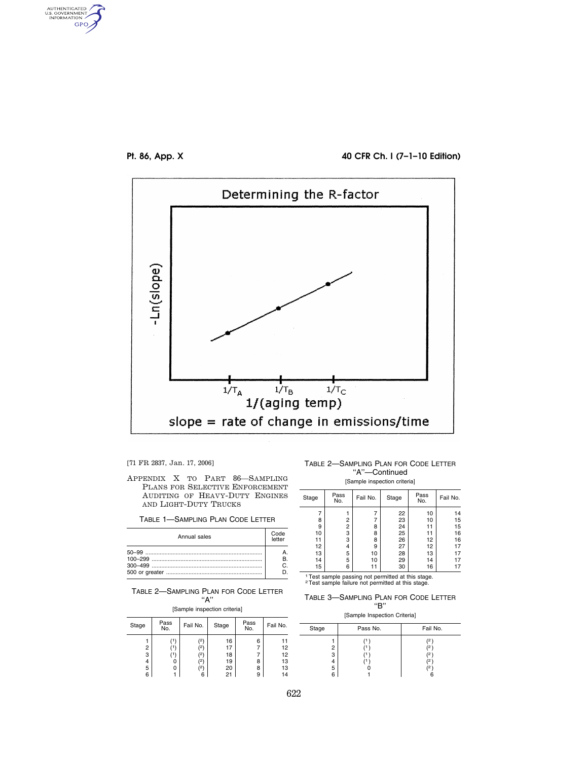Determining the R-factor

-Ln(slope)

$1/T_A$ $1/T_B$ $1/T_C$

1/(aging temp)

slope = rate of change in emissions/time

[71 FR 2837, Jan. 17, 2006]

## Appendix X to Part 86—Sampling Plans for Selective Enforcement Auditing of Heavy-Duty Engines and Light-Duty Trucks

TABLE 1—SAMPLING PLAN CODE LETTER

| Annual sales | Code letter |
|---|---|
| 50–99 | A. |
| 100–299 | B. |
| 300–499 | C. |
| 500 or greater | D. |

TABLE 2—SAMPLING PLAN FOR CODE LETTER "A"

[Sample inspection criteria]

| Stage | Pass No. | Fail No. | Stage | Pass No. | Fail No. |
|---|---|---|---|---|---|
| 1 | (1) | (2) | 16 | 6 | 11 |
| 2 | (1) | (2) | 17 | 7 | 12 |
| 3 | (1) | (2) | 18 | 7 | 12 |
| 4 | 0 | (2) | 19 | 8 | 13 |
| 5 | 0 | (2) | 20 | 8 | 13 |
| 6 | 1 | 6 | 21 | 9 | 14 |
| 7 | 1 | 7 | 22 | 10 | 14 |
| 8 | 2 | 7 | 23 | 10 | 15 |
| 9 | 2 | 8 | 24 | 11 | 15 |
| 10 | 3 | 8 | 25 | 11 | 16 |
| 11 | 3 | 8 | 26 | 12 | 16 |
| 12 | 4 | 9 | 27 | 12 | 17 |
| 13 | 5 | 10 | 28 | 13 | 17 |
| 14 | 5 | 10 | 29 | 14 | 17 |
| 15 | 6 | 11 | 30 | 16 | 17 |

[1] Test sample passing not permitted at this stage.
[2] Test sample failure not permitted at this stage.

TABLE 3—SAMPLING PLAN FOR CODE LETTER "B"

[Sample Inspection Criteria]

| Stage | Pass No. | Fail No. |
|---|---|---|
| 1 | (1) | (2) |
| 2 | (1) | (2) |
| 3 | (1) | (2) |
| 4 | (1) | (2) |
| 5 | 0 | (2) |
| 6 | 1 | 6 |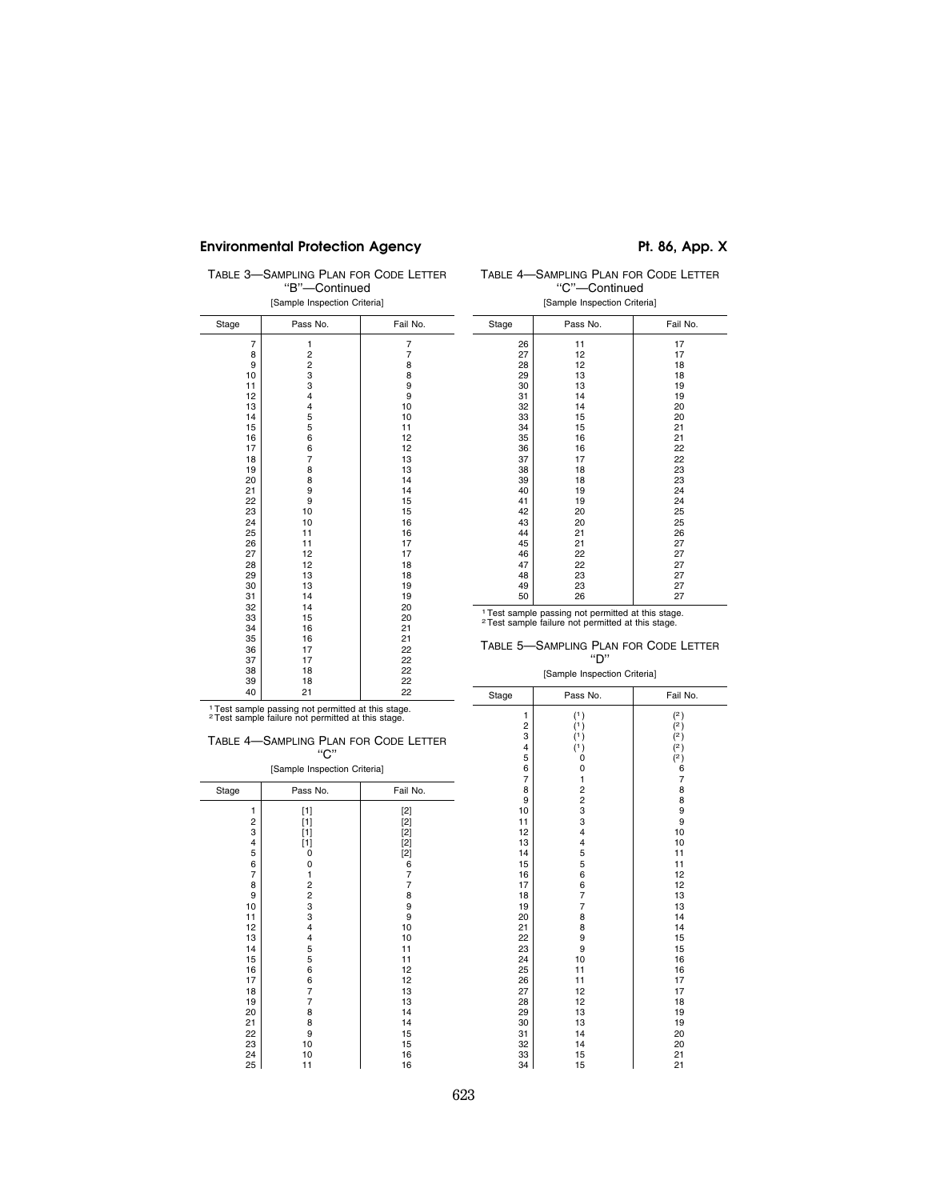TABLE 3—SAMPLING PLAN FOR CODE LETTER "B"—Continued

[Sample Inspection Criteria]

| Stage | Pass No. | Fail No. |
| --- | --- | --- |
| 7 | 1 | 7 |
| 8 | 2 | 7 |
| 9 | 2 | 8 |
| 10 | 3 | 8 |
| 11 | 3 | 9 |
| 12 | 4 | 9 |
| 13 | 4 | 10 |
| 14 | 5 | 10 |
| 15 | 5 | 11 |
| 16 | 6 | 12 |
| 17 | 6 | 12 |
| 18 | 7 | 13 |
| 19 | 8 | 13 |
| 20 | 8 | 14 |
| 21 | 9 | 14 |
| 22 | 9 | 15 |
| 23 | 10 | 15 |
| 24 | 10 | 16 |
| 25 | 11 | 16 |
| 26 | 11 | 17 |
| 27 | 12 | 17 |
| 28 | 12 | 18 |
| 29 | 13 | 18 |
| 30 | 13 | 19 |
| 31 | 14 | 19 |
| 32 | 14 | 20 |
| 33 | 15 | 20 |
| 34 | 16 | 21 |
| 35 | 16 | 21 |
| 36 | 17 | 22 |
| 37 | 17 | 22 |
| 38 | 18 | 22 |
| 39 | 18 | 22 |
| 40 | 21 | 22 |

[1] Test sample passing not permitted at this stage.
[2] Test sample failure not permitted at this stage.

TABLE 4—SAMPLING PLAN FOR CODE LETTER "C"

[Sample Inspection Criteria]

| Stage | Pass No. | Fail No. |
| --- | --- | --- |
| 1 | [1] | [2] |
| 2 | [1] | [2] |
| 3 | [1] | [2] |
| 4 | [1] | [2] |
| 5 | 0 | [2] |
| 6 | 0 | 6 |
| 7 | 1 | 7 |
| 8 | 2 | 7 |
| 9 | 2 | 8 |
| 10 | 3 | 9 |
| 11 | 3 | 9 |
| 12 | 4 | 10 |
| 13 | 4 | 10 |
| 14 | 5 | 11 |
| 15 | 5 | 11 |
| 16 | 6 | 12 |
| 17 | 6 | 12 |
| 18 | 7 | 13 |
| 19 | 7 | 13 |
| 20 | 8 | 14 |
| 21 | 8 | 14 |
| 22 | 9 | 15 |
| 23 | 10 | 15 |
| 24 | 10 | 16 |
| 25 | 11 | 16 |
| 26 | 11 | 17 |
| 27 | 12 | 17 |
| 28 | 12 | 18 |
| 29 | 13 | 18 |
| 30 | 13 | 19 |
| 31 | 14 | 19 |
| 32 | 14 | 20 |
| 33 | 15 | 20 |
| 34 | 15 | 21 |
| 35 | 16 | 21 |
| 36 | 16 | 22 |
| 37 | 17 | 22 |
| 38 | 18 | 23 |
| 39 | 18 | 23 |
| 40 | 19 | 24 |
| 41 | 19 | 24 |
| 42 | 20 | 25 |
| 43 | 20 | 25 |
| 44 | 21 | 26 |
| 45 | 21 | 27 |
| 46 | 22 | 27 |
| 47 | 22 | 27 |
| 48 | 23 | 27 |
| 49 | 23 | 27 |
| 50 | 26 | 27 |

[1] Test sample passing not permitted at this stage.
[2] Test sample failure not permitted at this stage.

TABLE 5—SAMPLING PLAN FOR CODE LETTER "D"

[Sample Inspection Criteria]

| Stage | Pass No. | Fail No. |
| --- | --- | --- |
| 1 | ([1]) | ([2]) |
| 2 | ([1]) | ([2]) |
| 3 | ([1]) | ([2]) |
| 4 | ([1]) | ([2]) |
| 5 | 0 | ([2]) |
| 6 | 0 | 6 |
| 7 | 1 | 7 |
| 8 | 2 | 8 |
| 9 | 2 | 8 |
| 10 | 3 | 9 |
| 11 | 3 | 9 |
| 12 | 4 | 10 |
| 13 | 4 | 10 |
| 14 | 5 | 11 |
| 15 | 5 | 11 |
| 16 | 6 | 12 |
| 17 | 6 | 12 |
| 18 | 7 | 13 |
| 19 | 7 | 13 |
| 20 | 8 | 14 |
| 21 | 8 | 14 |
| 22 | 9 | 15 |
| 23 | 9 | 15 |
| 24 | 10 | 16 |
| 25 | 11 | 16 |
| 26 | 11 | 17 |
| 27 | 12 | 17 |
| 28 | 12 | 18 |
| 29 | 13 | 19 |
| 30 | 13 | 19 |
| 31 | 14 | 20 |
| 32 | 14 | 20 |
| 33 | 15 | 21 |
| 34 | 15 | 21 |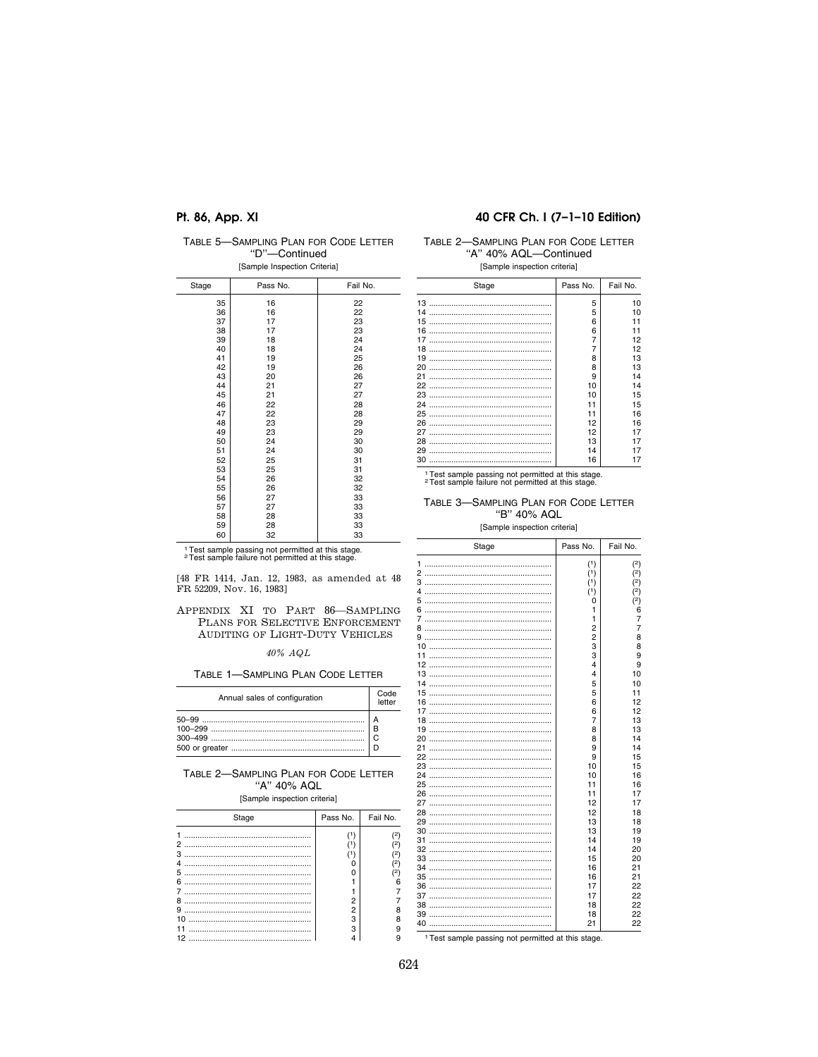TABLE 5—SAMPLING PLAN FOR CODE LETTER "D"—Continued

[Sample Inspection Criteria]

| Stage | Pass No. | Fail No. |
|---|---|---|
| 35 | 16 | 22 |
| 36 | 16 | 22 |
| 37 | 17 | 23 |
| 38 | 17 | 23 |
| 39 | 18 | 24 |
| 40 | 18 | 24 |
| 41 | 19 | 25 |
| 42 | 19 | 26 |
| 43 | 20 | 26 |
| 44 | 21 | 27 |
| 45 | 21 | 27 |
| 46 | 22 | 28 |
| 47 | 22 | 28 |
| 48 | 23 | 29 |
| 49 | 23 | 29 |
| 50 | 24 | 30 |
| 51 | 24 | 30 |
| 52 | 25 | 31 |
| 53 | 25 | 31 |
| 54 | 26 | 32 |
| 55 | 26 | 32 |
| 56 | 27 | 33 |
| 57 | 27 | 33 |
| 58 | 28 | 33 |
| 59 | 28 | 33 |
| 60 | 32 | 33 |

[1] Test sample passing not permitted at this stage.
[2] Test sample failure not permitted at this stage.

[48 FR 1414, Jan. 12, 1983, as amended at 48 FR 52209, Nov. 16, 1983]

## APPENDIX XI TO PART 86—SAMPLING PLANS FOR SELECTIVE ENFORCEMENT AUDITING OF LIGHT-DUTY VEHICLES

*40% AQL*

TABLE 1—SAMPLING PLAN CODE LETTER

| Annual sales of configuration | Code letter |
|---|---|
| 50–99 | A |
| 100–299 | B |
| 300–499 | C |
| 500 or greater | D |

TABLE 2—SAMPLING PLAN FOR CODE LETTER "A" 40% AQL

[Sample inspection criteria]

| Stage | Pass No. | Fail No. |
|---|---|---|
| 1 | ([1]) | ([2]) |
| 2 | ([1]) | ([2]) |
| 3 | ([1]) | ([2]) |
| 4 | 0 | ([2]) |
| 5 | 0 | ([2]) |
| 6 | 1 | 6 |
| 7 | 1 | 7 |
| 8 | 2 | 7 |
| 9 | 2 | 8 |
| 10 | 3 | 8 |
| 11 | 3 | 9 |
| 12 | 4 | 9 |
| 13 | 5 | 10 |
| 14 | 5 | 10 |
| 15 | 6 | 11 |
| 16 | 6 | 11 |
| 17 | 7 | 12 |
| 18 | 7 | 12 |
| 19 | 8 | 13 |
| 20 | 8 | 13 |
| 21 | 9 | 14 |
| 22 | 10 | 14 |
| 23 | 10 | 15 |
| 24 | 11 | 15 |
| 25 | 11 | 16 |
| 26 | 12 | 16 |
| 27 | 12 | 17 |
| 28 | 13 | 17 |
| 29 | 14 | 17 |
| 30 | 16 | 17 |

[1] Test sample passing not permitted at this stage.
[2] Test sample failure not permitted at this stage.

TABLE 3—SAMPLING PLAN FOR CODE LETTER "B" 40% AQL

[Sample inspection criteria]

| Stage | Pass No. | Fail No. |
|---|---|---|
| 1 | ([1]) | ([2]) |
| 2 | ([1]) | ([2]) |
| 3 | ([1]) | ([2]) |
| 4 | ([1]) | ([2]) |
| 5 | 0 | ([2]) |
| 6 | 1 | 6 |
| 7 | 1 | 7 |
| 8 | 2 | 7 |
| 9 | 2 | 8 |
| 10 | 3 | 8 |
| 11 | 3 | 9 |
| 12 | 4 | 9 |
| 13 | 4 | 10 |
| 14 | 5 | 10 |
| 15 | 5 | 11 |
| 16 | 6 | 12 |
| 17 | 6 | 12 |
| 18 | 7 | 13 |
| 19 | 8 | 13 |
| 20 | 8 | 14 |
| 21 | 9 | 14 |
| 22 | 9 | 15 |
| 23 | 10 | 15 |
| 24 | 10 | 16 |
| 25 | 11 | 16 |
| 26 | 11 | 17 |
| 27 | 12 | 17 |
| 28 | 12 | 18 |
| 29 | 13 | 18 |
| 30 | 13 | 19 |
| 31 | 14 | 19 |
| 32 | 14 | 20 |
| 33 | 15 | 20 |
| 34 | 16 | 21 |
| 35 | 16 | 21 |
| 36 | 17 | 22 |
| 37 | 17 | 22 |
| 38 | 18 | 22 |
| 39 | 18 | 22 |
| 40 | 21 | 22 |

[1] Test sample passing not permitted at this stage.